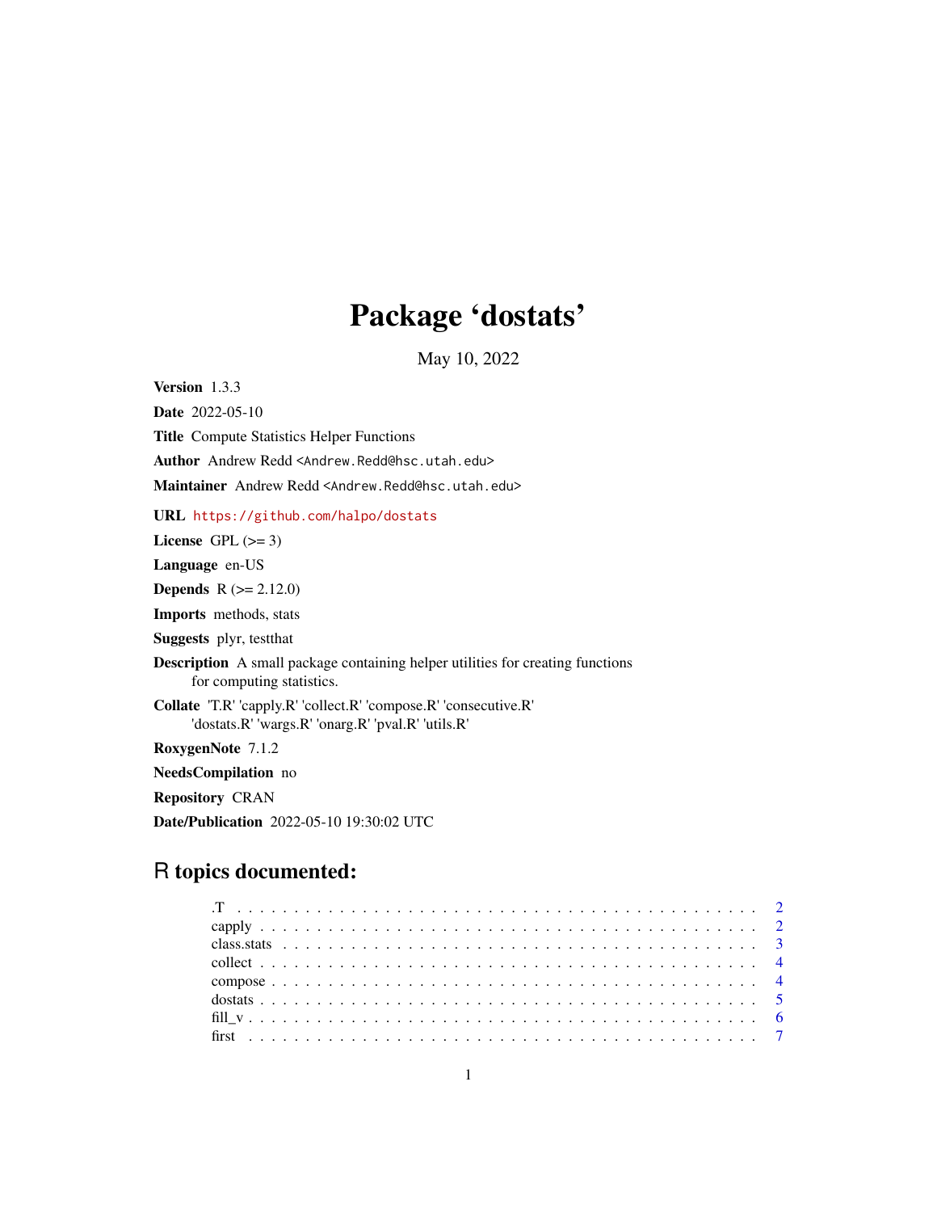# Package 'dostats'

May 10, 2022

**Version** 1.3.3

**Date** 2022-05-10

**Title** Compute Statistics Helper Functions

**Author** Andrew Redd <Andrew.Redd@hsc.utah.edu>

**Maintainer** Andrew Redd <Andrew.Redd@hsc.utah.edu>

**URL** https://github.com/halpo/dostats

**License** GPL (>= 3)

**Language** en-US

**Depends** R (>= 2.12.0)

**Imports** methods, stats

**Suggests** plyr, testthat

**Description** A small package containing helper utilities for creating functions for computing statistics.

**Collate** 'T.R' 'capply.R' 'collect.R' 'compose.R' 'consecutive.R' 'dostats.R' 'wargs.R' 'onarg.R' 'pval.R' 'utils.R'

**RoxygenNote** 7.1.2

**NeedsCompilation** no

**Repository** CRAN

**Date/Publication** 2022-05-10 19:30:02 UTC

## R topics documented:

| | |
|---|---|
| .T | 2 |
| capply | 2 |
| class.stats | 3 |
| collect | 4 |
| compose | 4 |
| dostats | 5 |
| fill_v | 6 |
| first | 7 |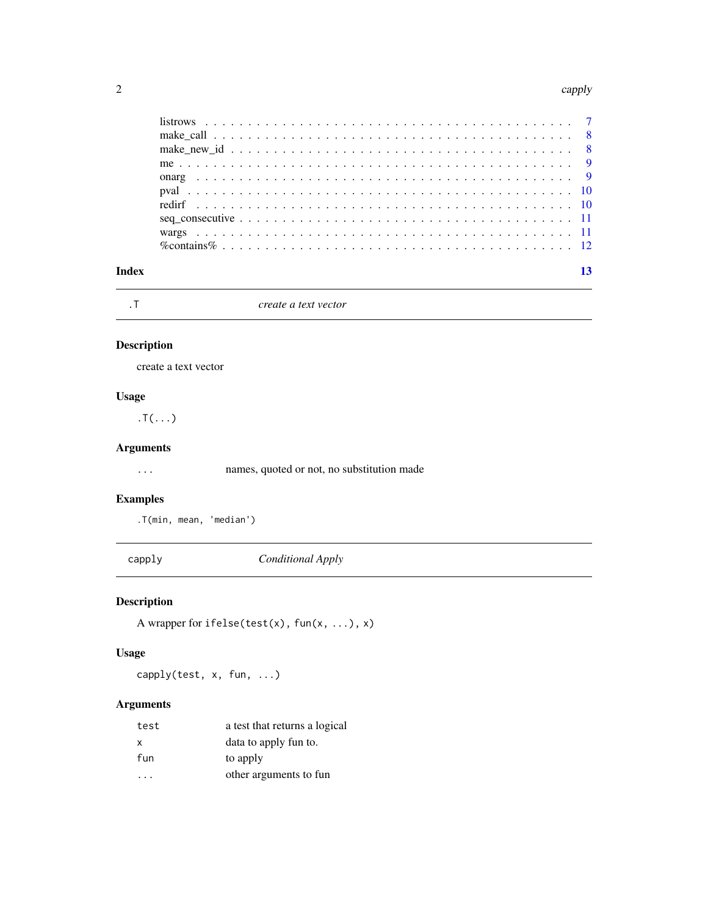listrows . . . . . . . . . . . . . . . . . . . . . . . . . . . . . . . . . . . . . . . . . . 7
make_call . . . . . . . . . . . . . . . . . . . . . . . . . . . . . . . . . . . . . . . . . 8
make_new_id . . . . . . . . . . . . . . . . . . . . . . . . . . . . . . . . . . . . . . . . 8
me . . . . . . . . . . . . . . . . . . . . . . . . . . . . . . . . . . . . . . . . . . . . 9
onarg . . . . . . . . . . . . . . . . . . . . . . . . . . . . . . . . . . . . . . . . . . . 9
pval . . . . . . . . . . . . . . . . . . . . . . . . . . . . . . . . . . . . . . . . . . . 10
redirf . . . . . . . . . . . . . . . . . . . . . . . . . . . . . . . . . . . . . . . . . . 10
seq_consecutive . . . . . . . . . . . . . . . . . . . . . . . . . . . . . . . . . . . . . 11
wargs . . . . . . . . . . . . . . . . . . . . . . . . . . . . . . . . . . . . . . . . . . 11
%contains% . . . . . . . . . . . . . . . . . . . . . . . . . . . . . . . . . . . . . . . 12

**Index** 13

---

`.T` *create a text vector*

---

### Description

create a text vector

### Usage

```
.T(...)
```

### Arguments

| | |
|---|---|
| `...` | names, quoted or not, no substitution made |

### Examples

```
.T(min, mean, 'median')
```

---

`capply` *Conditional Apply*

---

### Description

A wrapper for `ifelse(test(x), fun(x, ...), x)`

### Usage

```
capply(test, x, fun, ...)
```

### Arguments

| | |
|---|---|
| `test` | a test that returns a logical |
| `x` | data to apply fun to. |
| `fun` | to apply |
| `...` | other arguments to fun |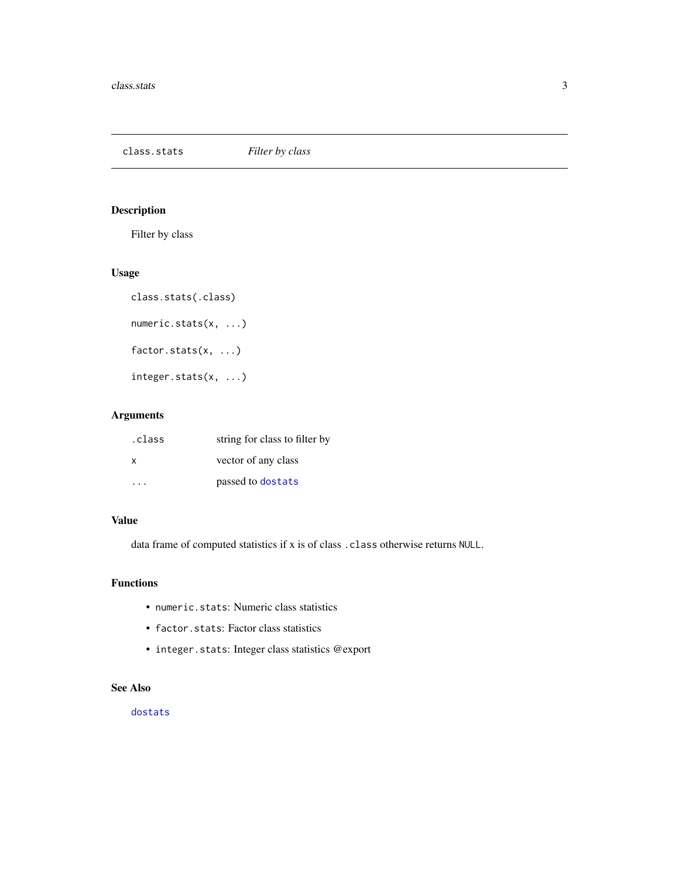`class.stats` *Filter by class*

## Description

Filter by class

## Usage

```
class.stats(.class)

numeric.stats(x, ...)

factor.stats(x, ...)

integer.stats(x, ...)
```

## Arguments

| | |
|---|---|
| `.class` | string for class to filter by |
| `x` | vector of any class |
| `...` | passed to `dostats` |

## Value

data frame of computed statistics if x is of class `.class` otherwise returns `NULL`.

## Functions

- `numeric.stats`: Numeric class statistics
- `factor.stats`: Factor class statistics
- `integer.stats`: Integer class statistics @export

## See Also

`dostats`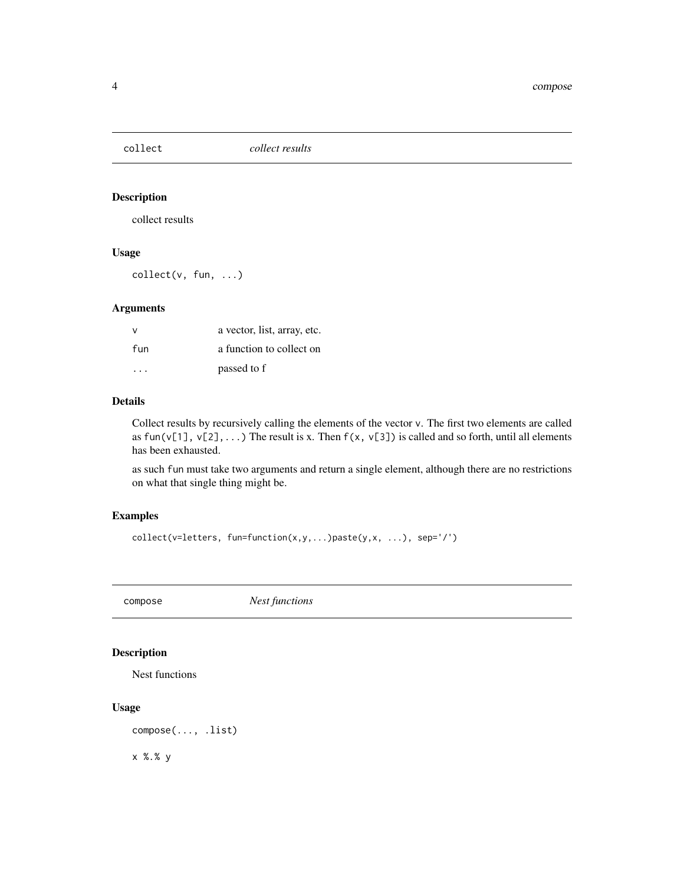## collect — *collect results*

### Description

collect results

### Usage

```
collect(v, fun, ...)
```

### Arguments

| | |
|---|---|
| v | a vector, list, array, etc. |
| fun | a function to collect on |
| ... | passed to f |

### Details

Collect results by recursively calling the elements of the vector `v`. The first two elements are called as `fun(v[1], v[2],...)` The result is x. Then `f(x, v[3])` is called and so forth, until all elements has been exhausted.

as such `fun` must take two arguments and return a single element, although there are no restrictions on what that single thing might be.

### Examples

```
collect(v=letters, fun=function(x,y,...)paste(y,x, ...), sep='/')
```

## compose — *Nest functions*

### Description

Nest functions

### Usage

```
compose(..., .list)

x %.% y
```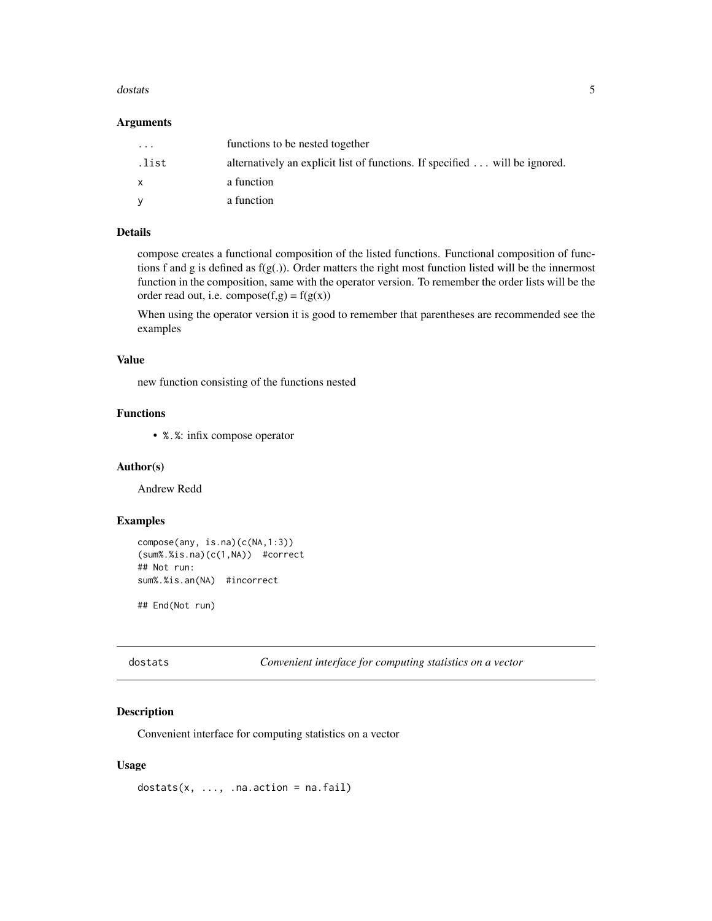### Arguments

| | |
|---|---|
| ... | functions to be nested together |
| .list | alternatively an explicit list of functions. If specified ... will be ignored. |
| x | a function |
| y | a function |

### Details

compose creates a functional composition of the listed functions. Functional composition of functions f and g is defined as f(g(.)). Order matters the right most function listed will be the innermost function in the composition, same with the operator version. To remember the order lists will be the order read out, i.e. compose(f,g) = f(g(x))

When using the operator version it is good to remember that parentheses are recommended see the examples

### Value

new function consisting of the functions nested

### Functions

- `%.%`: infix compose operator

### Author(s)

Andrew Redd

### Examples

```
compose(any, is.na)(c(NA,1:3))
(sum%.%is.na)(c(1,NA))  #correct
## Not run:
sum%.%is.an(NA)  #incorrect

## End(Not run)
```

---

## dostats    *Convenient interface for computing statistics on a vector*

### Description

Convenient interface for computing statistics on a vector

### Usage

```
dostats(x, ..., .na.action = na.fail)
```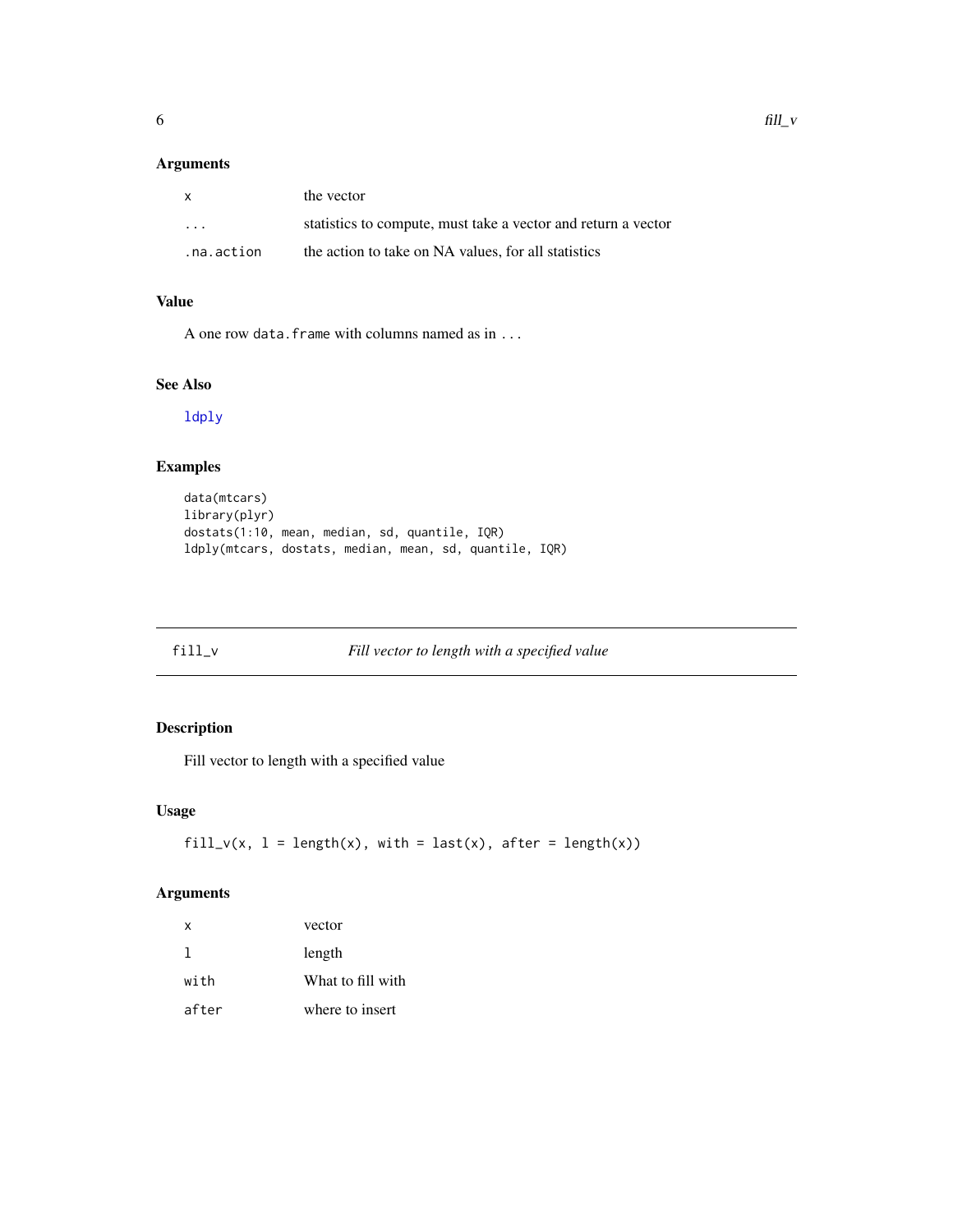### Arguments

| | |
|---|---|
| x | the vector |
| ... | statistics to compute, must take a vector and return a vector |
| .na.action | the action to take on NA values, for all statistics |

### Value

A one row `data.frame` with columns named as in `...`

### See Also

ldply

### Examples

```
data(mtcars)
library(plyr)
dostats(1:10, mean, median, sd, quantile, IQR)
ldply(mtcars, dostats, median, mean, sd, quantile, IQR)
```

---

## fill_v — *Fill vector to length with a specified value*

---

### Description

Fill vector to length with a specified value

### Usage

```
fill_v(x, l = length(x), with = last(x), after = length(x))
```

### Arguments

| | |
|---|---|
| x | vector |
| l | length |
| with | What to fill with |
| after | where to insert |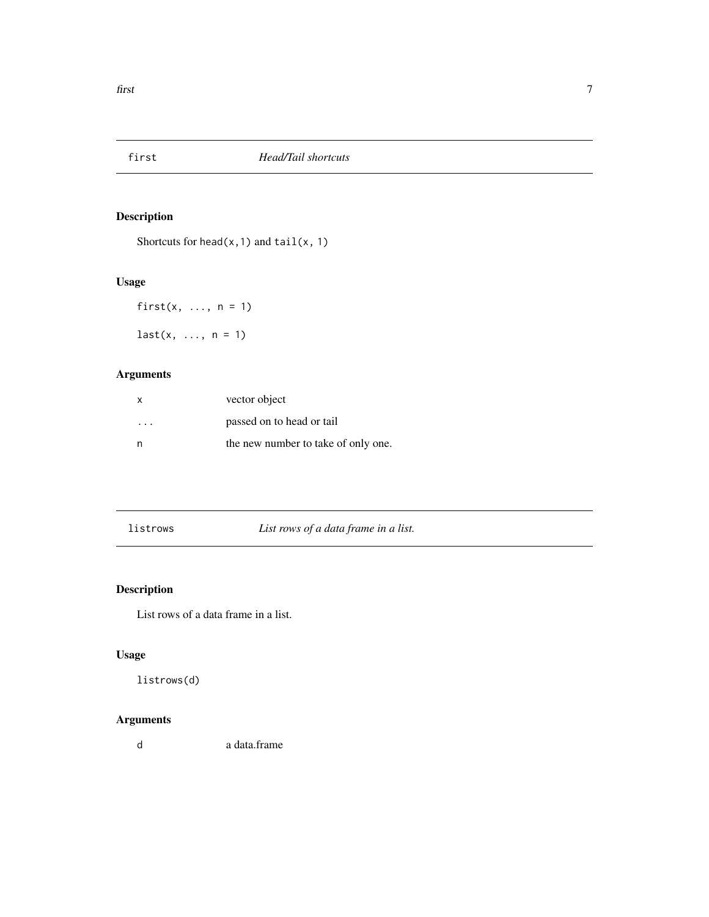## first — *Head/Tail shortcuts*

### Description

Shortcuts for `head(x,1)` and `tail(x, 1)`

### Usage

```
first(x, ..., n = 1)

last(x, ..., n = 1)
```

### Arguments

| | |
|---|---|
| `x` | vector object |
| `...` | passed on to head or tail |
| `n` | the new number to take of only one. |

## listrows — *List rows of a data frame in a list.*

### Description

List rows of a data frame in a list.

### Usage

```
listrows(d)
```

### Arguments

| | |
|---|---|
| `d` | a data.frame |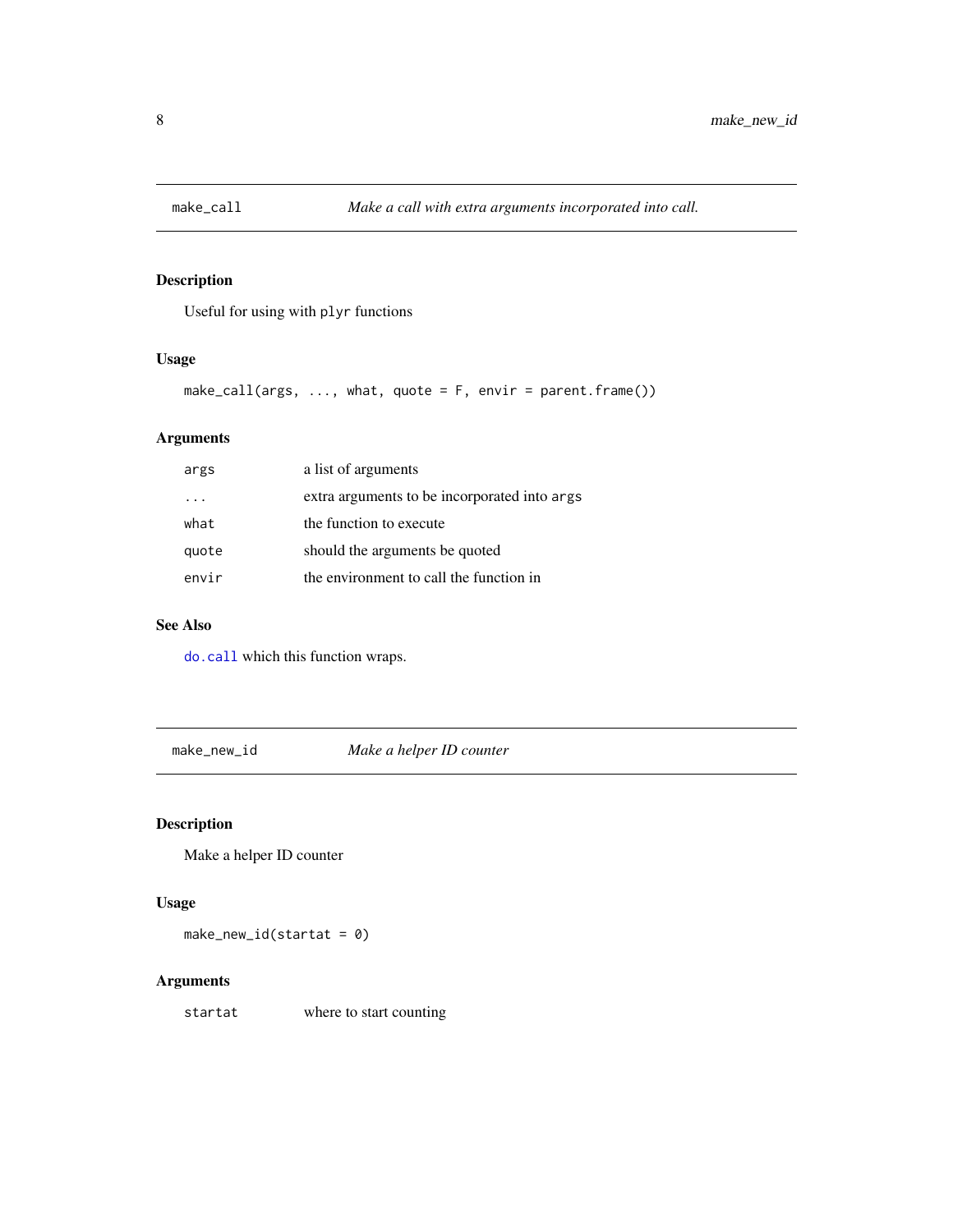## make_call — *Make a call with extra arguments incorporated into call.*

### Description

Useful for using with `plyr` functions

### Usage

```
make_call(args, ..., what, quote = F, envir = parent.frame())
```

### Arguments

| | |
|---|---|
| `args` | a list of arguments |
| `...` | extra arguments to be incorporated into `args` |
| `what` | the function to execute |
| `quote` | should the arguments be quoted |
| `envir` | the environment to call the function in |

### See Also

`do.call` which this function wraps.

## make_new_id — *Make a helper ID counter*

### Description

Make a helper ID counter

### Usage

```
make_new_id(startat = 0)
```

### Arguments

| | |
|---|---|
| `startat` | where to start counting |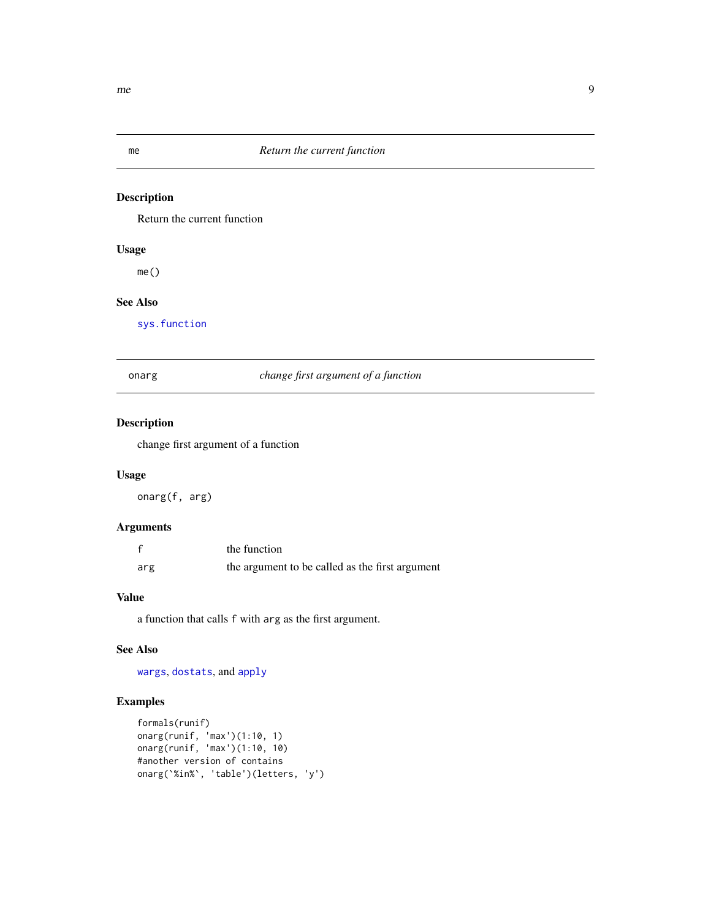## me — *Return the current function*

### Description

Return the current function

### Usage

```
me()
```

### See Also

`sys.function`

## onarg — *change first argument of a function*

### Description

change first argument of a function

### Usage

```
onarg(f, arg)
```

### Arguments

| | |
|---|---|
| `f` | the function |
| `arg` | the argument to be called as the first argument |

### Value

a function that calls `f` with `arg` as the first argument.

### See Also

`wargs`, `dostats`, and `apply`

### Examples

```
formals(runif)
onarg(runif, 'max')(1:10, 1)
onarg(runif, 'max')(1:10, 10)
#another version of contains
onarg(`%in%`, 'table')(letters, 'y')
```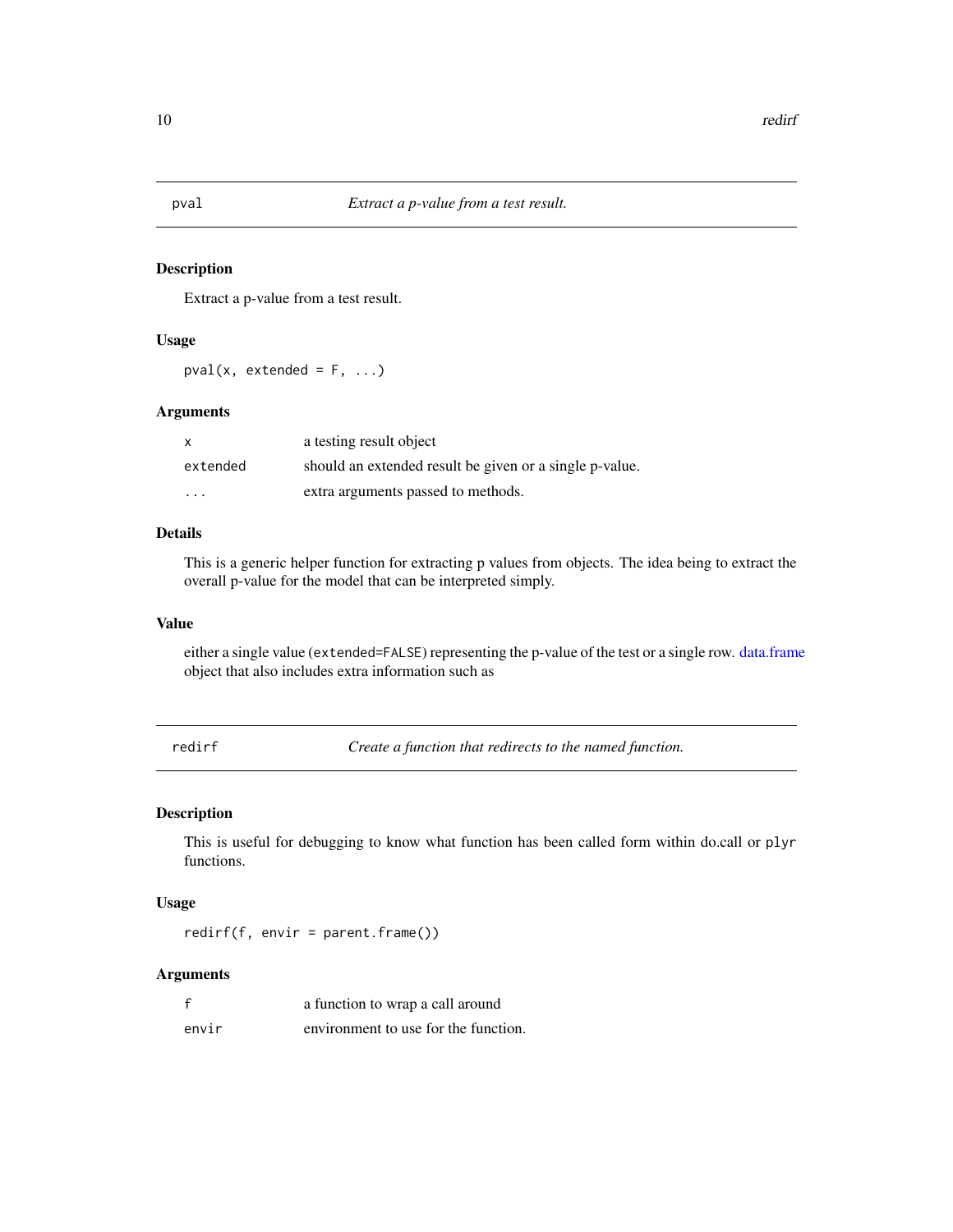## pval — *Extract a p-value from a test result.*

### Description

Extract a p-value from a test result.

### Usage

```
pval(x, extended = F, ...)
```

### Arguments

| | |
|---|---|
| `x` | a testing result object |
| `extended` | should an extended result be given or a single p-value. |
| `...` | extra arguments passed to methods. |

### Details

This is a generic helper function for extracting p values from objects. The idea being to extract the overall p-value for the model that can be interpreted simply.

### Value

either a single value (`extended=FALSE`) representing the p-value of the test or a single row. data.frame object that also includes extra information such as

## redirf — *Create a function that redirects to the named function.*

### Description

This is useful for debugging to know what function has been called form within do.call or `plyr` functions.

### Usage

```
redirf(f, envir = parent.frame())
```

### Arguments

| | |
|---|---|
| `f` | a function to wrap a call around |
| `envir` | environment to use for the function. |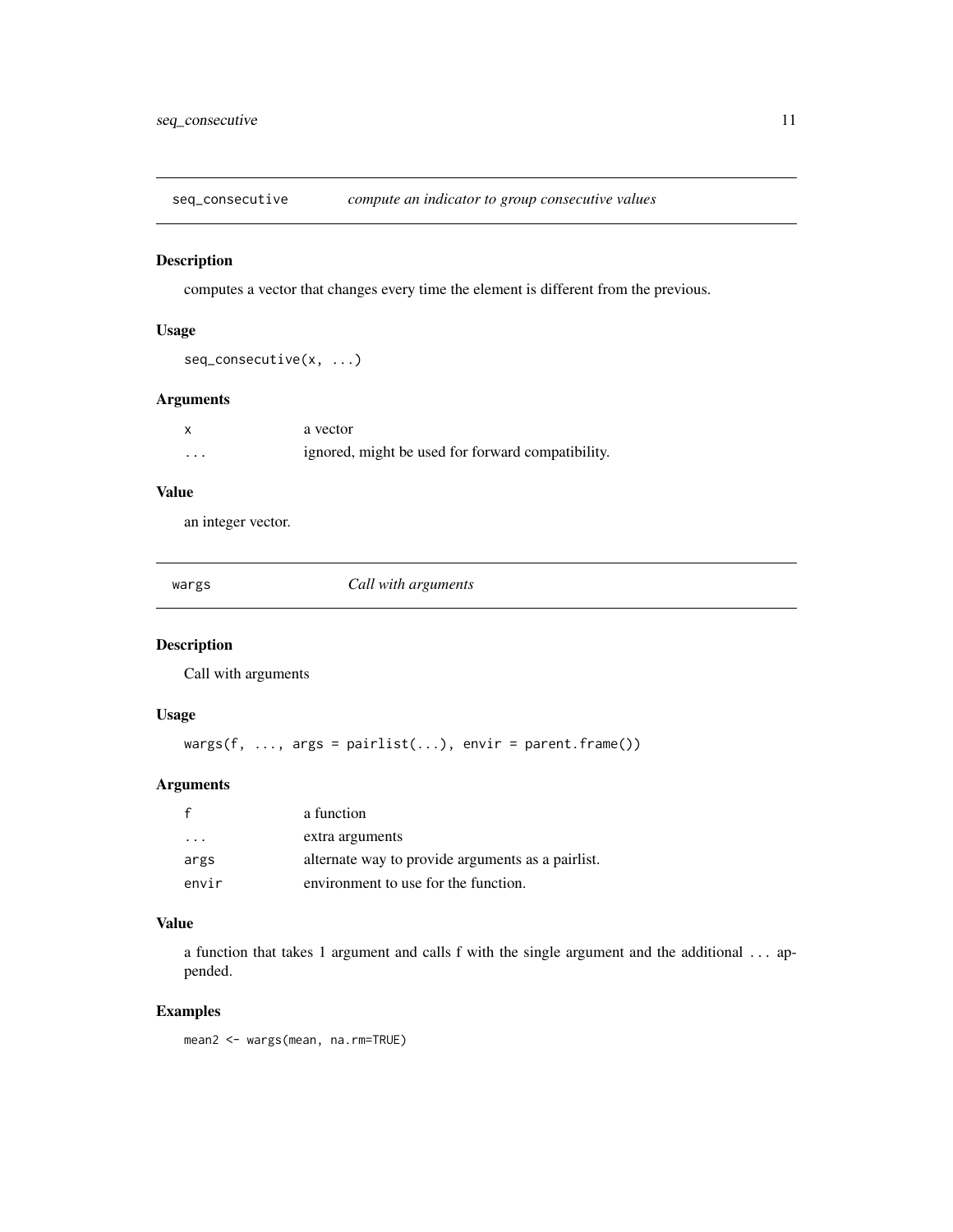## seq_consecutive *compute an indicator to group consecutive values*

### Description

computes a vector that changes every time the element is different from the previous.

### Usage

```
seq_consecutive(x, ...)
```

### Arguments

| | |
|---|---|
| x | a vector |
| ... | ignored, might be used for forward compatibility. |

### Value

an integer vector.

## wargs *Call with arguments*

### Description

Call with arguments

### Usage

```
wargs(f, ..., args = pairlist(...), envir = parent.frame())
```

### Arguments

| | |
|---|---|
| f | a function |
| ... | extra arguments |
| args | alternate way to provide arguments as a pairlist. |
| envir | environment to use for the function. |

### Value

a function that takes 1 argument and calls f with the single argument and the additional ... appended.

### Examples

```
mean2 <- wargs(mean, na.rm=TRUE)
```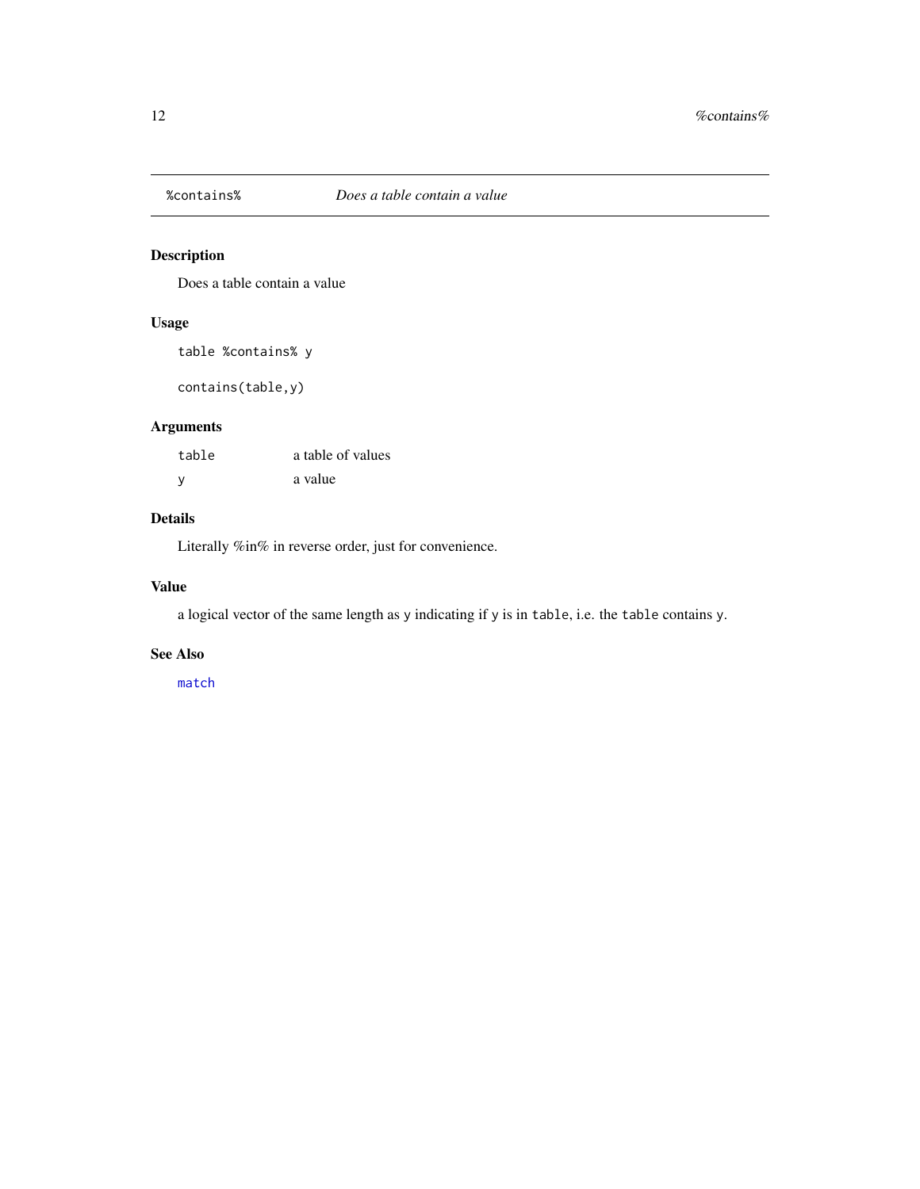# %contains% — *Does a table contain a value*

## Description

Does a table contain a value

## Usage

```
table %contains% y

contains(table,y)
```

## Arguments

| | |
|---|---|
| `table` | a table of values |
| `y` | a value |

## Details

Literally %in% in reverse order, just for convenience.

## Value

a logical vector of the same length as `y` indicating if `y` is in `table`, i.e. the `table` contains `y`.

## See Also

`match`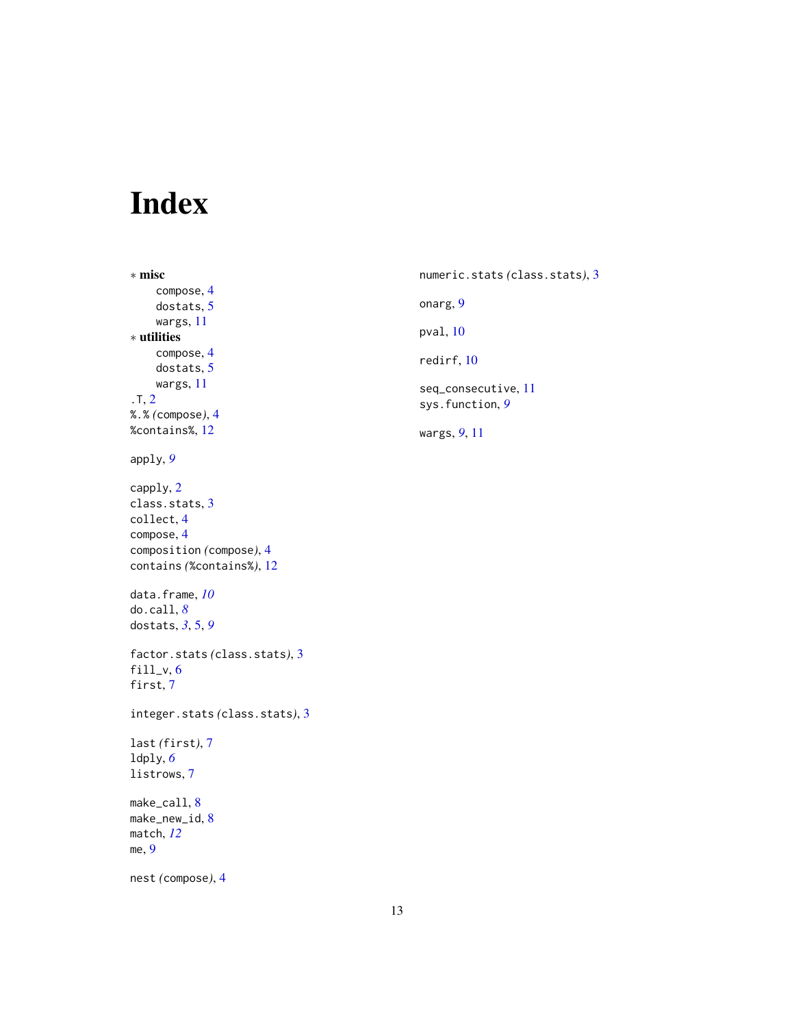# Index

∗ **misc**
  compose, 4
  dostats, 5
  wargs, 11

∗ **utilities**
  compose, 4
  dostats, 5
  wargs, 11

.T, 2
%.% (compose), 4
%contains%, 12

apply, *9*

capply, 2
class.stats, 3
collect, 4
compose, 4
composition (compose), 4
contains (%contains%), 12

data.frame, *10*
do.call, *8*
dostats, *3*, 5, *9*

factor.stats (class.stats), 3
fill_v, 6
first, 7

integer.stats (class.stats), 3

last (first), 7
ldply, *6*
listrows, 7

make_call, 8
make_new_id, 8
match, *12*
me, 9

nest (compose), 4
numeric.stats (class.stats), 3

onarg, 9

pval, 10

redirf, 10

seq_consecutive, 11
sys.function, *9*

wargs, *9*, 11